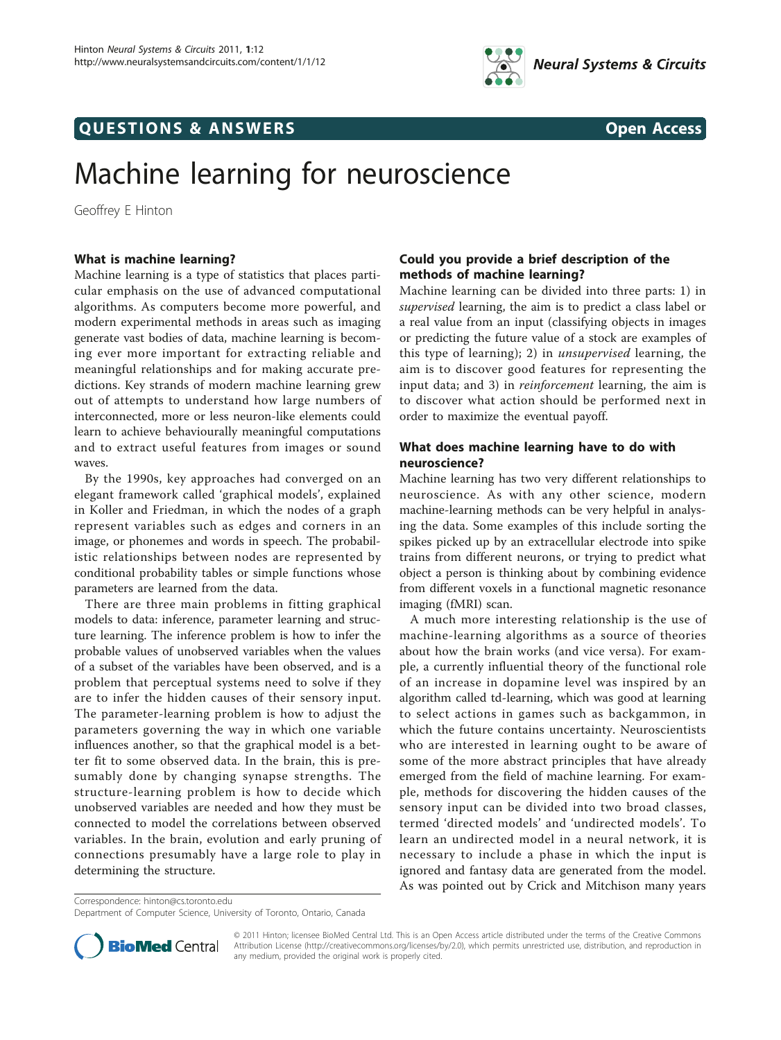QUESTIONS & ANSWERS Open Access

# Machine learning for neuroscience

Geoffrey E Hinton

### What is machine learning?

Machine learning is a type of statistics that places particular emphasis on the use of advanced computational algorithms. As computers become more powerful, and modern experimental methods in areas such as imaging generate vast bodies of data, machine learning is becoming ever more important for extracting reliable and meaningful relationships and for making accurate predictions. Key strands of modern machine learning grew out of attempts to understand how large numbers of interconnected, more or less neuron-like elements could learn to achieve behaviourally meaningful computations and to extract useful features from images or sound waves.

By the 1990s, key approaches had converged on an elegant framework called 'graphical models', explained in Koller and Friedman, in which the nodes of a graph represent variables such as edges and corners in an image, or phonemes and words in speech. The probabilistic relationships between nodes are represented by conditional probability tables or simple functions whose parameters are learned from the data.

There are three main problems in fitting graphical models to data: inference, parameter learning and structure learning. The inference problem is how to infer the probable values of unobserved variables when the values of a subset of the variables have been observed, and is a problem that perceptual systems need to solve if they are to infer the hidden causes of their sensory input. The parameter-learning problem is how to adjust the parameters governing the way in which one variable influences another, so that the graphical model is a better fit to some observed data. In the brain, this is presumably done by changing synapse strengths. The structure-learning problem is how to decide which unobserved variables are needed and how they must be connected to model the correlations between observed variables. In the brain, evolution and early pruning of connections presumably have a large role to play in determining the structure.

### Could you provide a brief description of the methods of machine learning?

Machine learning can be divided into three parts: 1) in *supervised* learning, the aim is to predict a class label or a real value from an input (classifying objects in images or predicting the future value of a stock are examples of this type of learning); 2) in *unsupervised* learning, the aim is to discover good features for representing the input data; and 3) in *reinforcement* learning, the aim is to discover what action should be performed next in order to maximize the eventual payoff.

### What does machine learning have to do with neuroscience?

Machine learning has two very different relationships to neuroscience. As with any other science, modern machine-learning methods can be very helpful in analysing the data. Some examples of this include sorting the spikes picked up by an extracellular electrode into spike trains from different neurons, or trying to predict what object a person is thinking about by combining evidence from different voxels in a functional magnetic resonance imaging (fMRI) scan.

A much more interesting relationship is the use of machine-learning algorithms as a source of theories about how the brain works (and vice versa). For example, a currently influential theory of the functional role of an increase in dopamine level was inspired by an algorithm called td-learning, which was good at learning to select actions in games such as backgammon, in which the future contains uncertainty. Neuroscientists who are interested in learning ought to be aware of some of the more abstract principles that have already emerged from the field of machine learning. For example, methods for discovering the hidden causes of the sensory input can be divided into two broad classes, termed 'directed models' and 'undirected models'. To learn an undirected model in a neural network, it is necessary to include a phase in which the input is ignored and fantasy data are generated from the model. As was pointed out by Crick and Mitchison many years

Correspondence: hinton@cs.toronto.edu
Department of Computer Science, University of Toronto, Ontario, Canada

© 2011 Hinton; licensee BioMed Central Ltd. This is an Open Access article distributed under the terms of the Creative Commons Attribution License (http://creativecommons.org/licenses/by/2.0), which permits unrestricted use, distribution, and reproduction in any medium, provided the original work is properly cited.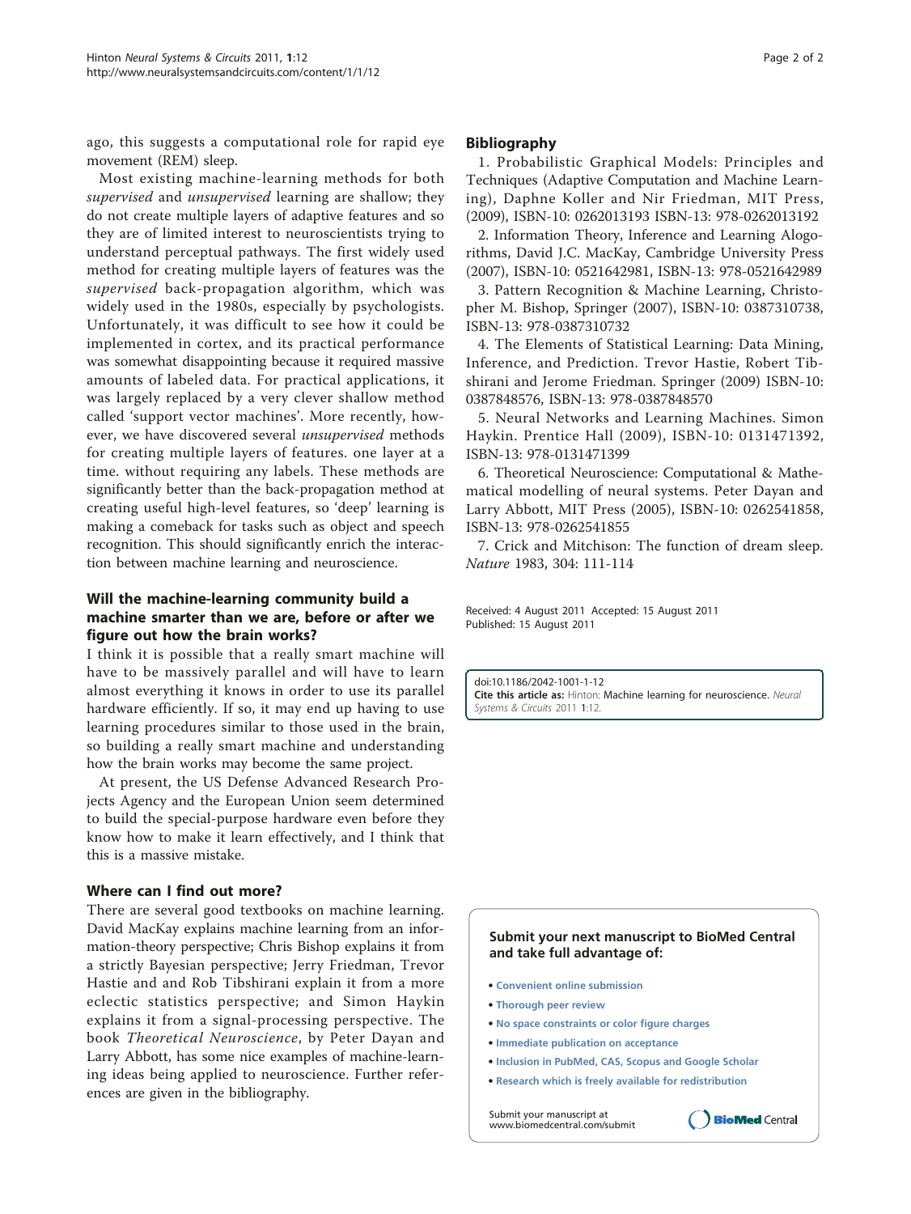ago, this suggests a computational role for rapid eye movement (REM) sleep.

Most existing machine-learning methods for both *supervised* and *unsupervised* learning are shallow; they do not create multiple layers of adaptive features and so they are of limited interest to neuroscientists trying to understand perceptual pathways. The first widely used method for creating multiple layers of features was the *supervised* back-propagation algorithm, which was widely used in the 1980s, especially by psychologists. Unfortunately, it was difficult to see how it could be implemented in cortex, and its practical performance was somewhat disappointing because it required massive amounts of labeled data. For practical applications, it was largely replaced by a very clever shallow method called 'support vector machines'. More recently, however, we have discovered several *unsupervised* methods for creating multiple layers of features. one layer at a time. without requiring any labels. These methods are significantly better than the back-propagation method at creating useful high-level features, so 'deep' learning is making a comeback for tasks such as object and speech recognition. This should significantly enrich the interaction between machine learning and neuroscience.

### Will the machine-learning community build a machine smarter than we are, before or after we figure out how the brain works?

I think it is possible that a really smart machine will have to be massively parallel and will have to learn almost everything it knows in order to use its parallel hardware efficiently. If so, it may end up having to use learning procedures similar to those used in the brain, so building a really smart machine and understanding how the brain works may become the same project.

At present, the US Defense Advanced Research Projects Agency and the European Union seem determined to build the special-purpose hardware before they know how to make it learn effectively, and I think that this is a massive mistake.

### Where can I find out more?

There are several good textbooks on machine learning. David MacKay explains machine learning from an information-theory perspective; Chris Bishop explains it from a strictly Bayesian perspective; Jerry Friedman, Trevor Hastie and and Rob Tibshirani explain it from a more eclectic statistics perspective; and Simon Haykin explains it from a signal-processing perspective. The book *Theoretical Neuroscience*, by Peter Dayan and Larry Abbott, has some nice examples of machine-learning ideas being applied to neuroscience. Further references are given in the bibliography.

### Bibliography

1. Probabilistic Graphical Models: Principles and Techniques (Adaptive Computation and Machine Learning), Daphne Koller and Nir Friedman, MIT Press, (2009), ISBN-10: 0262013193 ISBN-13: 978-0262013192
2. Information Theory, Inference and Learning Alogorithms, David J.C. MacKay, Cambridge University Press (2007), ISBN-10: 0521642981, ISBN-13: 978-0521642989
3. Pattern Recognition & Machine Learning, Christopher M. Bishop, Springer (2007), ISBN-10: 0387310738, ISBN-13: 978-0387310732
4. The Elements of Statistical Learning: Data Mining, Inference, and Prediction. Trevor Hastie, Robert Tibshirani and Jerome Friedman. Springer (2009) ISBN-10: 0387848576, ISBN-13: 978-0387848570
5. Neural Networks and Learning Machines. Simon Haykin. Prentice Hall (2009), ISBN-10: 0131471392, ISBN-13: 978-0131471399
6. Theoretical Neuroscience: Computational & Mathematical modelling of neural systems. Peter Dayan and Larry Abbott, MIT Press (2005), ISBN-10: 0262541858, ISBN-13: 978-0262541855
7. Crick and Mitchison: The function of dream sleep. *Nature* 1983, 304: 111-114

Received: 4 August 2011 Accepted: 15 August 2011
Published: 15 August 2011

doi:10.1186/2042-1001-1-12
**Cite this article as:** Hinton: Machine learning for neuroscience. *Neural Systems & Circuits* 2011 **1**:12.

**Submit your next manuscript to BioMed Central and take full advantage of:**

- Convenient online submission
- Thorough peer review
- No space constraints or color figure charges
- Immediate publication on acceptance
- Inclusion in PubMed, CAS, Scopus and Google Scholar
- Research which is freely available for redistribution

Submit your manuscript at
www.biomedcentral.com/submit

BioMed Central